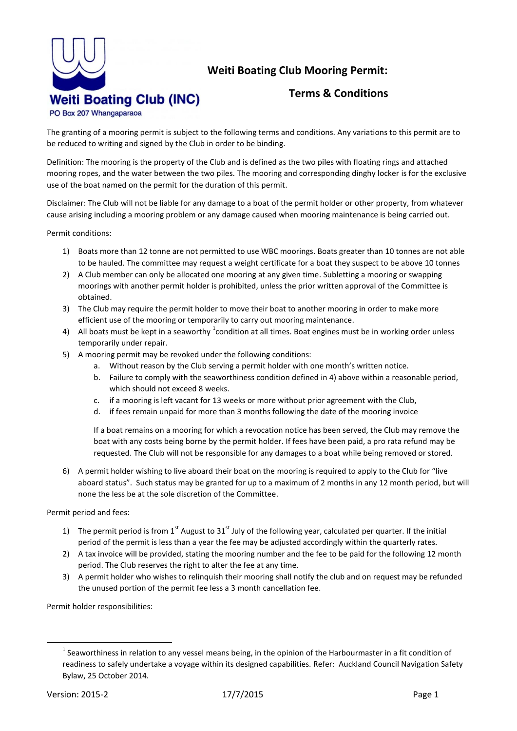Weiti Boating Club (INC)
PO Box 207 Whangaparaoa

# Weiti Boating Club Mooring Permit:

# Terms & Conditions

The granting of a mooring permit is subject to the following terms and conditions. Any variations to this permit are to be reduced to writing and signed by the Club in order to be binding.

Definition: The mooring is the property of the Club and is defined as the two piles with floating rings and attached mooring ropes, and the water between the two piles. The mooring and corresponding dinghy locker is for the exclusive use of the boat named on the permit for the duration of this permit.

Disclaimer: The Club will not be liable for any damage to a boat of the permit holder or other property, from whatever cause arising including a mooring problem or any damage caused when mooring maintenance is being carried out.

Permit conditions:

1) Boats more than 12 tonne are not permitted to use WBC moorings. Boats greater than 10 tonnes are not able to be hauled. The committee may request a weight certificate for a boat they suspect to be above 10 tonnes
2) A Club member can only be allocated one mooring at any given time. Subletting a mooring or swapping moorings with another permit holder is prohibited, unless the prior written approval of the Committee is obtained.
3) The Club may require the permit holder to move their boat to another mooring in order to make more efficient use of the mooring or temporarily to carry out mooring maintenance.
4) All boats must be kept in a seaworthy [1]condition at all times. Boat engines must be in working order unless temporarily under repair.
5) A mooring permit may be revoked under the following conditions:
   a. Without reason by the Club serving a permit holder with one month's written notice.
   b. Failure to comply with the seaworthiness condition defined in 4) above within a reasonable period, which should not exceed 8 weeks.
   c. if a mooring is left vacant for 13 weeks or more without prior agreement with the Club,
   d. if fees remain unpaid for more than 3 months following the date of the mooring invoice

   If a boat remains on a mooring for which a revocation notice has been served, the Club may remove the boat with any costs being borne by the permit holder. If fees have been paid, a pro rata refund may be requested. The Club will not be responsible for any damages to a boat while being removed or stored.

6) A permit holder wishing to live aboard their boat on the mooring is required to apply to the Club for "live aboard status". Such status may be granted for up to a maximum of 2 months in any 12 month period, but will none the less be at the sole discretion of the Committee.

Permit period and fees:

1) The permit period is from 1st August to 31st July of the following year, calculated per quarter. If the initial period of the permit is less than a year the fee may be adjusted accordingly within the quarterly rates.
2) A tax invoice will be provided, stating the mooring number and the fee to be paid for the following 12 month period. The Club reserves the right to alter the fee at any time.
3) A permit holder who wishes to relinquish their mooring shall notify the club and on request may be refunded the unused portion of the permit fee less a 3 month cancellation fee.

Permit holder responsibilities:

[1] Seaworthiness in relation to any vessel means being, in the opinion of the Harbourmaster in a fit condition of readiness to safely undertake a voyage within its designed capabilities. Refer: Auckland Council Navigation Safety Bylaw, 25 October 2014.

Version: 2015-2 17/7/2015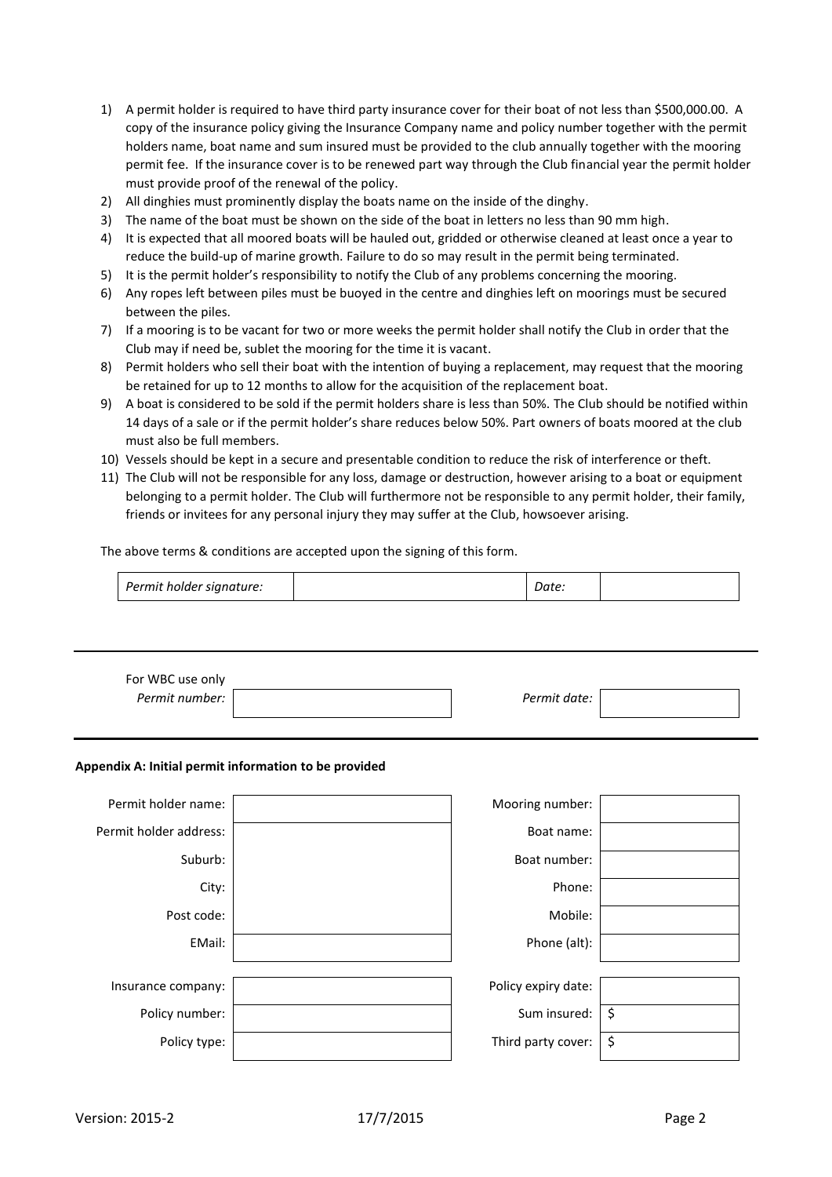1) A permit holder is required to have third party insurance cover for their boat of not less than $500,000.00. A copy of the insurance policy giving the Insurance Company name and policy number together with the permit holders name, boat name and sum insured must be provided to the club annually together with the mooring permit fee. If the insurance cover is to be renewed part way through the Club financial year the permit holder must provide proof of the renewal of the policy.
2) All dinghies must prominently display the boats name on the inside of the dinghy.
3) The name of the boat must be shown on the side of the boat in letters no less than 90 mm high.
4) It is expected that all moored boats will be hauled out, gridded or otherwise cleaned at least once a year to reduce the build-up of marine growth. Failure to do so may result in the permit being terminated.
5) It is the permit holder's responsibility to notify the Club of any problems concerning the mooring.
6) Any ropes left between piles must be buoyed in the centre and dinghies left on moorings must be secured between the piles.
7) If a mooring is to be vacant for two or more weeks the permit holder shall notify the Club in order that the Club may if need be, sublet the mooring for the time it is vacant.
8) Permit holders who sell their boat with the intention of buying a replacement, may request that the mooring be retained for up to 12 months to allow for the acquisition of the replacement boat.
9) A boat is considered to be sold if the permit holders share is less than 50%. The Club should be notified within 14 days of a sale or if the permit holder's share reduces below 50%. Part owners of boats moored at the club must also be full members.
10) Vessels should be kept in a secure and presentable condition to reduce the risk of interference or theft.
11) The Club will not be responsible for any loss, damage or destruction, however arising to a boat or equipment belonging to a permit holder. The Club will furthermore not be responsible to any permit holder, their family, friends or invitees for any personal injury they may suffer at the Club, howsoever arising.

The above terms & conditions are accepted upon the signing of this form.

| | | | |
|---|---|---|---|
| *Permit holder signature:* | | *Date:* | |

---

For WBC use only

| | | | |
|---|---|---|---|
| *Permit number:* | | *Permit date:* | |

---

**Appendix A: Initial permit information to be provided**

| | | | |
|---|---|---|---|
| Permit holder name: | | Mooring number: | |
| Permit holder address: | | Boat name: | |
| Suburb: | | Boat number: | |
| City: | | Phone: | |
| Post code: | | Mobile: | |
| EMail: | | Phone (alt): | |
| Insurance company: | | Policy expiry date: | |
| Policy number: | | Sum insured: | $ |
| Policy type: | | Third party cover: | $ |

Version: 2015-2 17/7/2015